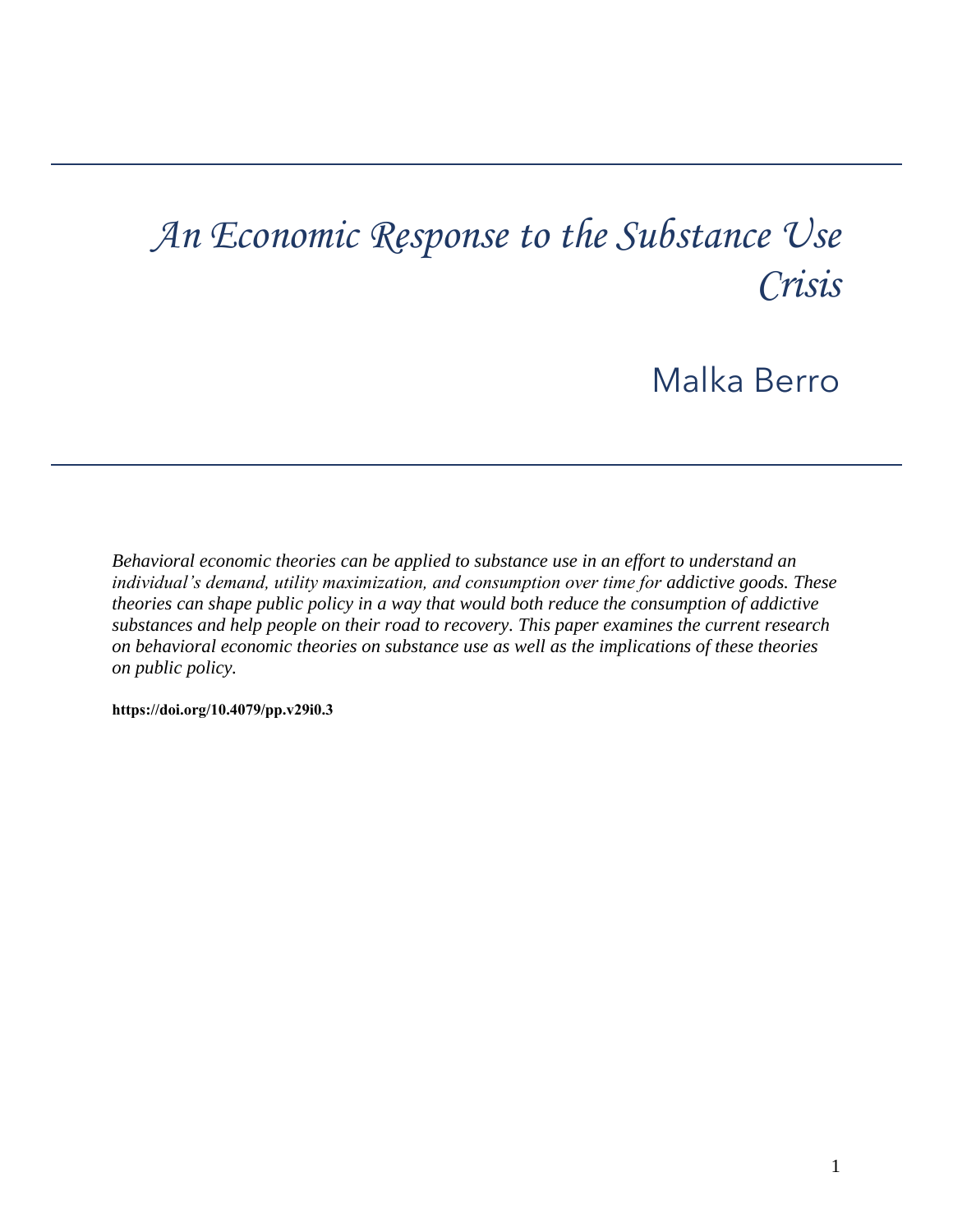# *An Economic Response to the Substance Use Crisis*

Malka Berro

*Behavioral economic theories can be applied to substance use in an effort to understand an individual's demand, utility maximization, and consumption over time for addictive goods. These theories can shape public policy in a way that would both reduce the consumption of addictive substances and help people on their road to recovery. This paper examines the current research on behavioral economic theories on substance use as well as the implications of these theories on public policy.*

**https://doi.org/10.4079/pp.v29i0.3**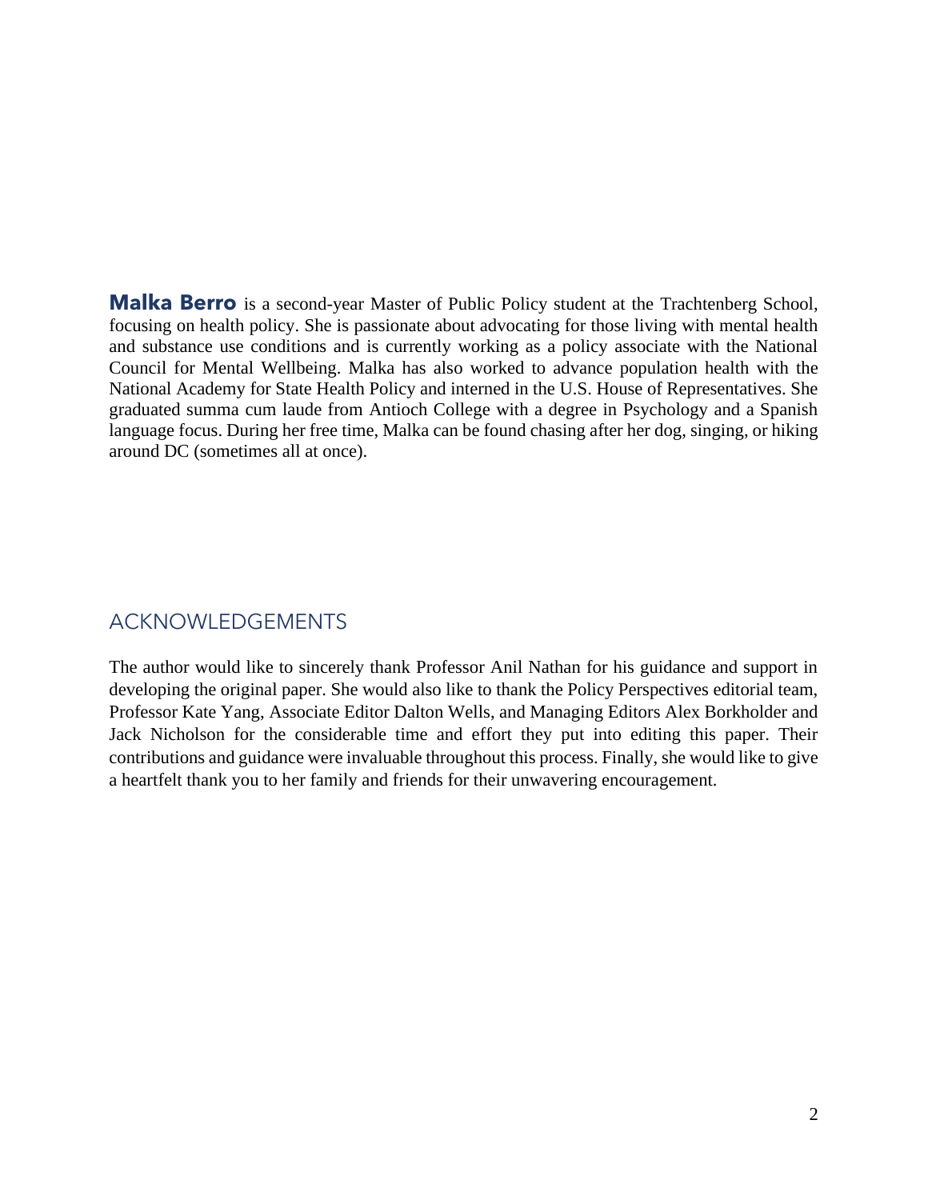**Malka Berro** is a second-year Master of Public Policy student at the Trachtenberg School, focusing on health policy. She is passionate about advocating for those living with mental health and substance use conditions and is currently working as a policy associate with the National Council for Mental Wellbeing. Malka has also worked to advance population health with the National Academy for State Health Policy and interned in the U.S. House of Representatives. She graduated summa cum laude from Antioch College with a degree in Psychology and a Spanish language focus. During her free time, Malka can be found chasing after her dog, singing, or hiking around DC (sometimes all at once).

## ACKNOWLEDGEMENTS

The author would like to sincerely thank Professor Anil Nathan for his guidance and support in developing the original paper. She would also like to thank the Policy Perspectives editorial team, Professor Kate Yang, Associate Editor Dalton Wells, and Managing Editors Alex Borkholder and Jack Nicholson for the considerable time and effort they put into editing this paper. Their contributions and guidance were invaluable throughout this process. Finally, she would like to give a heartfelt thank you to her family and friends for their unwavering encouragement.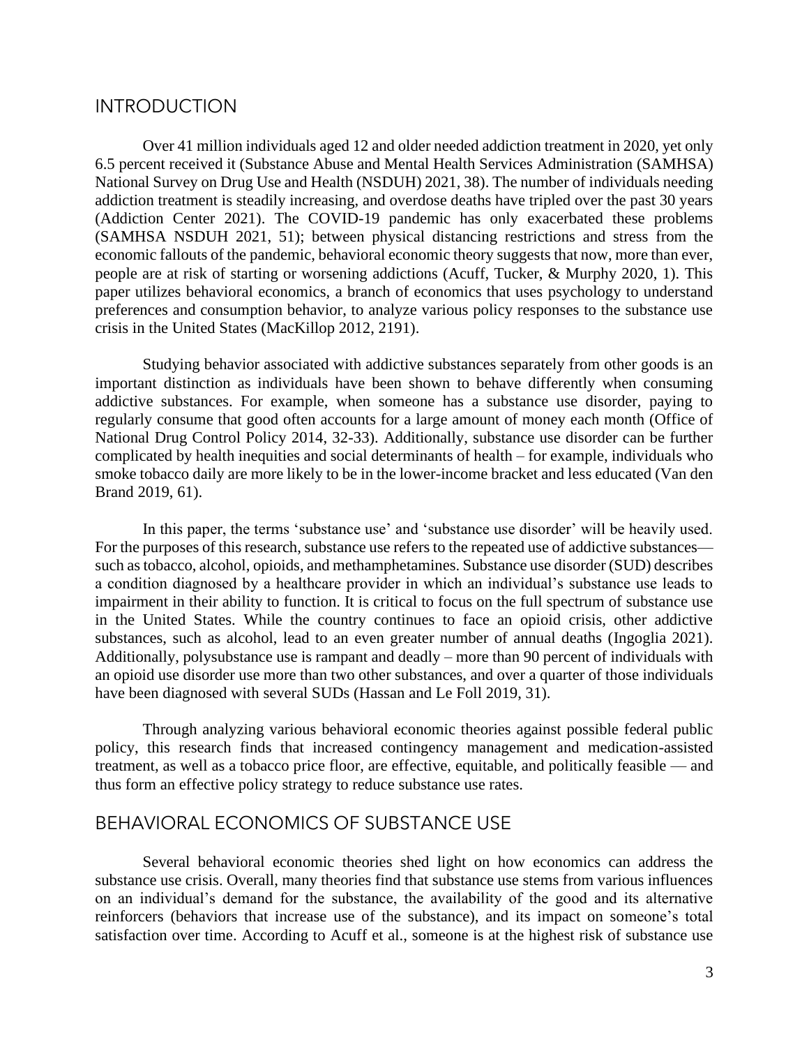## INTRODUCTION

Over 41 million individuals aged 12 and older needed addiction treatment in 2020, yet only 6.5 percent received it (Substance Abuse and Mental Health Services Administration (SAMHSA) National Survey on Drug Use and Health (NSDUH) 2021, 38). The number of individuals needing addiction treatment is steadily increasing, and overdose deaths have tripled over the past 30 years (Addiction Center 2021). The COVID-19 pandemic has only exacerbated these problems (SAMHSA NSDUH 2021, 51); between physical distancing restrictions and stress from the economic fallouts of the pandemic, behavioral economic theory suggests that now, more than ever, people are at risk of starting or worsening addictions (Acuff, Tucker, & Murphy 2020, 1). This paper utilizes behavioral economics, a branch of economics that uses psychology to understand preferences and consumption behavior, to analyze various policy responses to the substance use crisis in the United States (MacKillop 2012, 2191).

Studying behavior associated with addictive substances separately from other goods is an important distinction as individuals have been shown to behave differently when consuming addictive substances. For example, when someone has a substance use disorder, paying to regularly consume that good often accounts for a large amount of money each month (Office of National Drug Control Policy 2014, 32-33). Additionally, substance use disorder can be further complicated by health inequities and social determinants of health – for example, individuals who smoke tobacco daily are more likely to be in the lower-income bracket and less educated (Van den Brand 2019, 61).

In this paper, the terms 'substance use' and 'substance use disorder' will be heavily used. For the purposes of this research, substance use refers to the repeated use of addictive substances—such as tobacco, alcohol, opioids, and methamphetamines. Substance use disorder (SUD) describes a condition diagnosed by a healthcare provider in which an individual's substance use leads to impairment in their ability to function. It is critical to focus on the full spectrum of substance use in the United States. While the country continues to face an opioid crisis, other addictive substances, such as alcohol, lead to an even greater number of annual deaths (Ingoglia 2021). Additionally, polysubstance use is rampant and deadly – more than 90 percent of individuals with an opioid use disorder use more than two other substances, and over a quarter of those individuals have been diagnosed with several SUDs (Hassan and Le Foll 2019, 31).

Through analyzing various behavioral economic theories against possible federal public policy, this research finds that increased contingency management and medication-assisted treatment, as well as a tobacco price floor, are effective, equitable, and politically feasible — and thus form an effective policy strategy to reduce substance use rates.

## BEHAVIORAL ECONOMICS OF SUBSTANCE USE

Several behavioral economic theories shed light on how economics can address the substance use crisis. Overall, many theories find that substance use stems from various influences on an individual's demand for the substance, the availability of the good and its alternative reinforcers (behaviors that increase use of the substance), and its impact on someone's total satisfaction over time. According to Acuff et al., someone is at the highest risk of substance use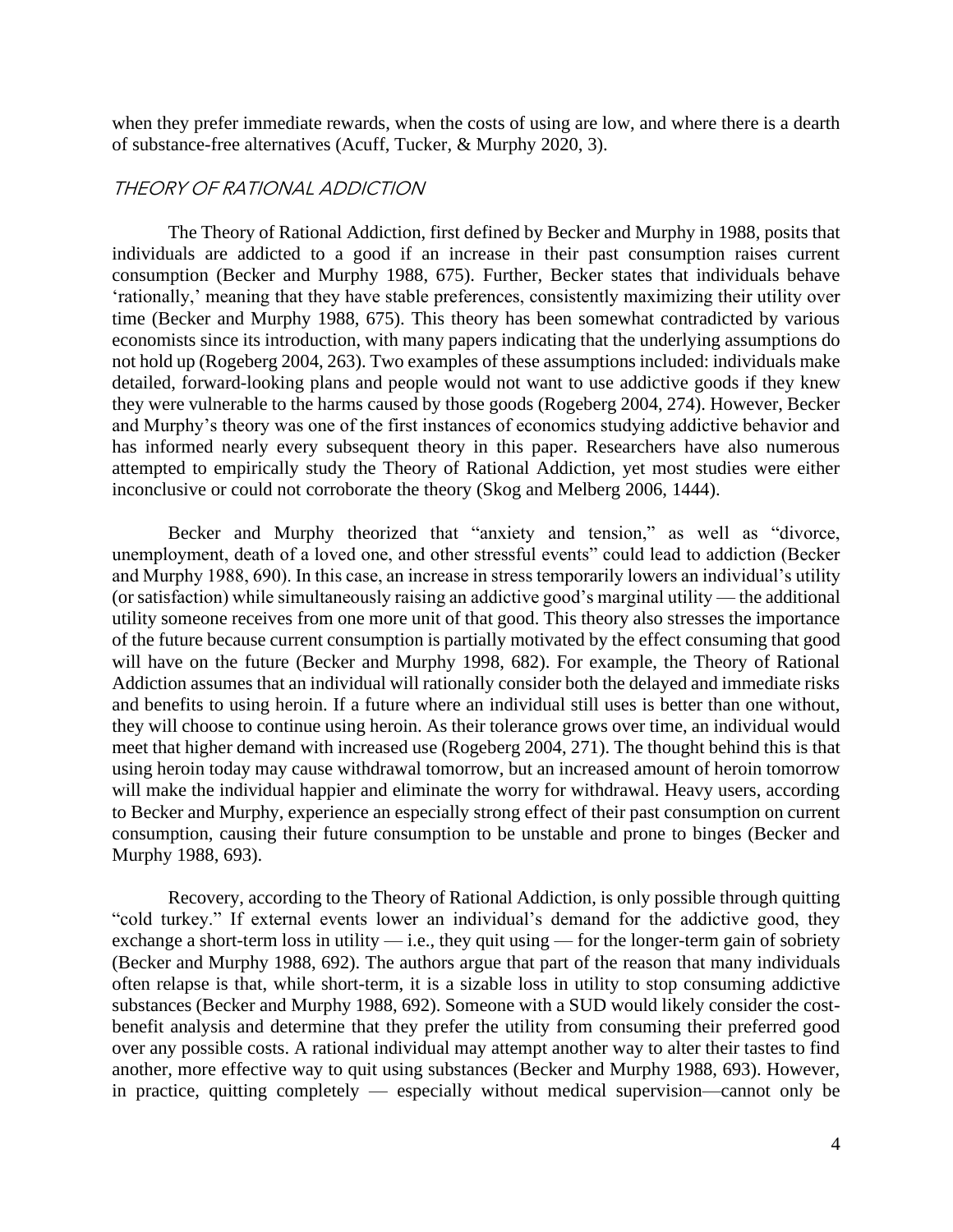when they prefer immediate rewards, when the costs of using are low, and where there is a dearth of substance-free alternatives (Acuff, Tucker, & Murphy 2020, 3).

### *THEORY OF RATIONAL ADDICTION*

The Theory of Rational Addiction, first defined by Becker and Murphy in 1988, posits that individuals are addicted to a good if an increase in their past consumption raises current consumption (Becker and Murphy 1988, 675). Further, Becker states that individuals behave 'rationally,' meaning that they have stable preferences, consistently maximizing their utility over time (Becker and Murphy 1988, 675). This theory has been somewhat contradicted by various economists since its introduction, with many papers indicating that the underlying assumptions do not hold up (Rogeberg 2004, 263). Two examples of these assumptions included: individuals make detailed, forward-looking plans and people would not want to use addictive goods if they knew they were vulnerable to the harms caused by those goods (Rogeberg 2004, 274). However, Becker and Murphy's theory was one of the first instances of economics studying addictive behavior and has informed nearly every subsequent theory in this paper. Researchers have also numerous attempted to empirically study the Theory of Rational Addiction, yet most studies were either inconclusive or could not corroborate the theory (Skog and Melberg 2006, 1444).

Becker and Murphy theorized that "anxiety and tension," as well as "divorce, unemployment, death of a loved one, and other stressful events" could lead to addiction (Becker and Murphy 1988, 690). In this case, an increase in stress temporarily lowers an individual's utility (or satisfaction) while simultaneously raising an addictive good's marginal utility — the additional utility someone receives from one more unit of that good. This theory also stresses the importance of the future because current consumption is partially motivated by the effect consuming that good will have on the future (Becker and Murphy 1998, 682). For example, the Theory of Rational Addiction assumes that an individual will rationally consider both the delayed and immediate risks and benefits to using heroin. If a future where an individual still uses is better than one without, they will choose to continue using heroin. As their tolerance grows over time, an individual would meet that higher demand with increased use (Rogeberg 2004, 271). The thought behind this is that using heroin today may cause withdrawal tomorrow, but an increased amount of heroin tomorrow will make the individual happier and eliminate the worry for withdrawal. Heavy users, according to Becker and Murphy, experience an especially strong effect of their past consumption on current consumption, causing their future consumption to be unstable and prone to binges (Becker and Murphy 1988, 693).

Recovery, according to the Theory of Rational Addiction, is only possible through quitting "cold turkey." If external events lower an individual's demand for the addictive good, they exchange a short-term loss in utility — i.e., they quit using — for the longer-term gain of sobriety (Becker and Murphy 1988, 692). The authors argue that part of the reason that many individuals often relapse is that, while short-term, it is a sizable loss in utility to stop consuming addictive substances (Becker and Murphy 1988, 692). Someone with a SUD would likely consider the cost-benefit analysis and determine that they prefer the utility from consuming their preferred good over any possible costs. A rational individual may attempt another way to alter their tastes to find another, more effective way to quit using substances (Becker and Murphy 1988, 693). However, in practice, quitting completely — especially without medical supervision—cannot only be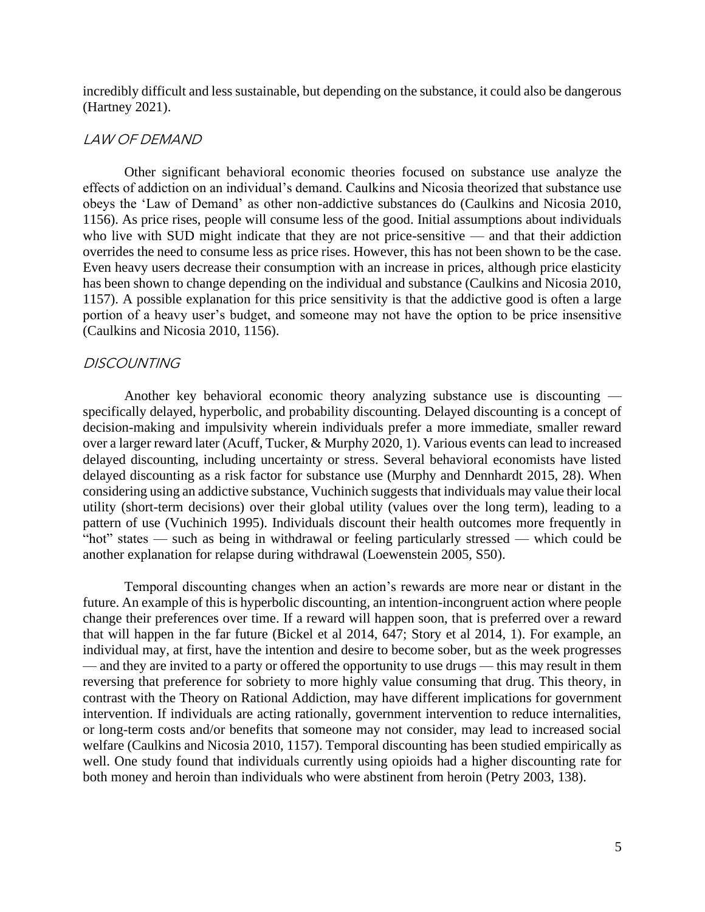incredibly difficult and less sustainable, but depending on the substance, it could also be dangerous (Hartney 2021).

### *LAW OF DEMAND*

Other significant behavioral economic theories focused on substance use analyze the effects of addiction on an individual's demand. Caulkins and Nicosia theorized that substance use obeys the 'Law of Demand' as other non-addictive substances do (Caulkins and Nicosia 2010, 1156). As price rises, people will consume less of the good. Initial assumptions about individuals who live with SUD might indicate that they are not price-sensitive — and that their addiction overrides the need to consume less as price rises. However, this has not been shown to be the case. Even heavy users decrease their consumption with an increase in prices, although price elasticity has been shown to change depending on the individual and substance (Caulkins and Nicosia 2010, 1157). A possible explanation for this price sensitivity is that the addictive good is often a large portion of a heavy user's budget, and someone may not have the option to be price insensitive (Caulkins and Nicosia 2010, 1156).

### *DISCOUNTING*

Another key behavioral economic theory analyzing substance use is discounting — specifically delayed, hyperbolic, and probability discounting. Delayed discounting is a concept of decision-making and impulsivity wherein individuals prefer a more immediate, smaller reward over a larger reward later (Acuff, Tucker, & Murphy 2020, 1). Various events can lead to increased delayed discounting, including uncertainty or stress. Several behavioral economists have listed delayed discounting as a risk factor for substance use (Murphy and Dennhardt 2015, 28). When considering using an addictive substance, Vuchinich suggests that individuals may value their local utility (short-term decisions) over their global utility (values over the long term), leading to a pattern of use (Vuchinich 1995). Individuals discount their health outcomes more frequently in "hot" states — such as being in withdrawal or feeling particularly stressed — which could be another explanation for relapse during withdrawal (Loewenstein 2005, S50).

Temporal discounting changes when an action's rewards are more near or distant in the future. An example of this is hyperbolic discounting, an intention-incongruent action where people change their preferences over time. If a reward will happen soon, that is preferred over a reward that will happen in the far future (Bickel et al 2014, 647; Story et al 2014, 1). For example, an individual may, at first, have the intention and desire to become sober, but as the week progresses — and they are invited to a party or offered the opportunity to use drugs — this may result in them reversing that preference for sobriety to more highly value consuming that drug. This theory, in contrast with the Theory on Rational Addiction, may have different implications for government intervention. If individuals are acting rationally, government intervention to reduce internalities, or long-term costs and/or benefits that someone may not consider, may lead to increased social welfare (Caulkins and Nicosia 2010, 1157). Temporal discounting has been studied empirically as well. One study found that individuals currently using opioids had a higher discounting rate for both money and heroin than individuals who were abstinent from heroin (Petry 2003, 138).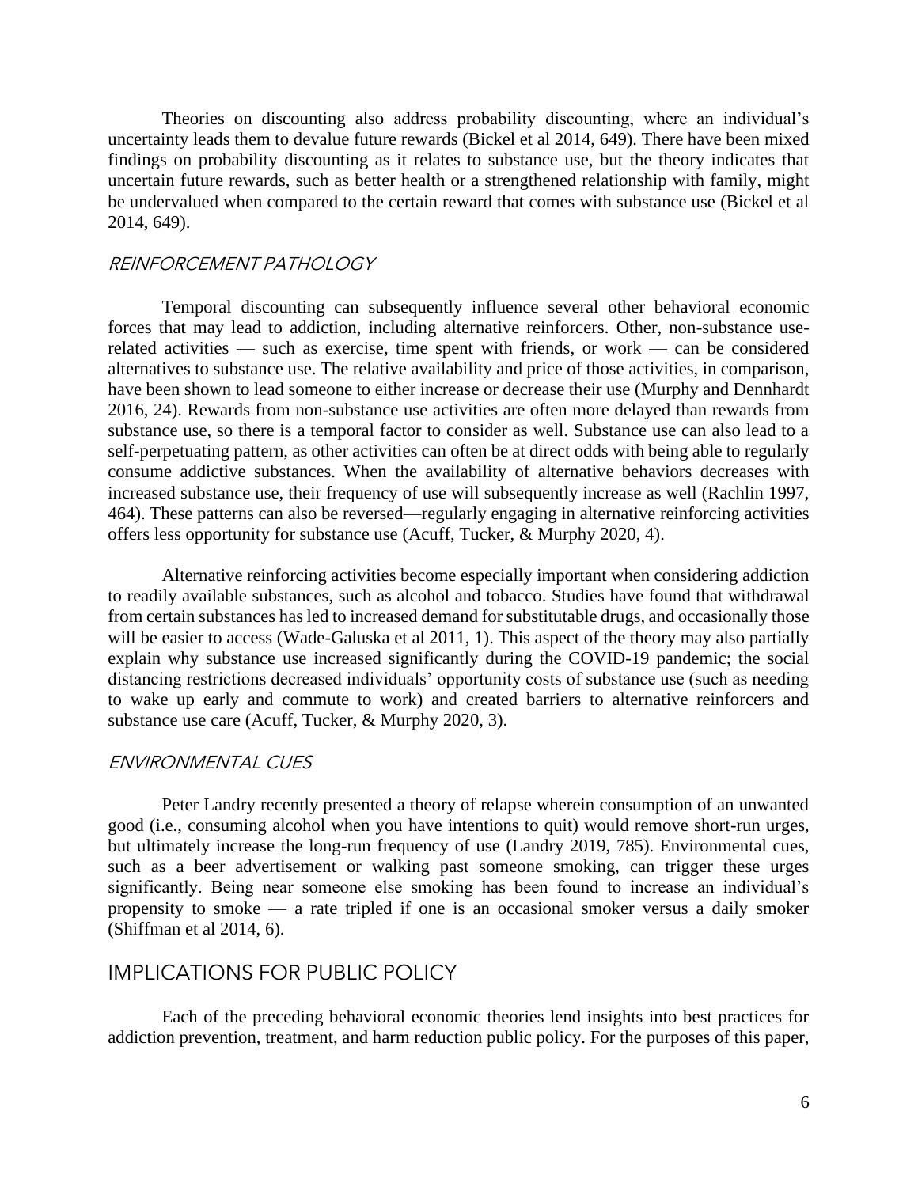Theories on discounting also address probability discounting, where an individual's uncertainty leads them to devalue future rewards (Bickel et al 2014, 649). There have been mixed findings on probability discounting as it relates to substance use, but the theory indicates that uncertain future rewards, such as better health or a strengthened relationship with family, might be undervalued when compared to the certain reward that comes with substance use (Bickel et al 2014, 649).

### REINFORCEMENT PATHOLOGY

Temporal discounting can subsequently influence several other behavioral economic forces that may lead to addiction, including alternative reinforcers. Other, non-substance use-related activities — such as exercise, time spent with friends, or work — can be considered alternatives to substance use. The relative availability and price of those activities, in comparison, have been shown to lead someone to either increase or decrease their use (Murphy and Dennhardt 2016, 24). Rewards from non-substance use activities are often more delayed than rewards from substance use, so there is a temporal factor to consider as well. Substance use can also lead to a self-perpetuating pattern, as other activities can often be at direct odds with being able to regularly consume addictive substances. When the availability of alternative behaviors decreases with increased substance use, their frequency of use will subsequently increase as well (Rachlin 1997, 464). These patterns can also be reversed—regularly engaging in alternative reinforcing activities offers less opportunity for substance use (Acuff, Tucker, & Murphy 2020, 4).

Alternative reinforcing activities become especially important when considering addiction to readily available substances, such as alcohol and tobacco. Studies have found that withdrawal from certain substances has led to increased demand for substitutable drugs, and occasionally those will be easier to access (Wade-Galuska et al 2011, 1). This aspect of the theory may also partially explain why substance use increased significantly during the COVID-19 pandemic; the social distancing restrictions decreased individuals' opportunity costs of substance use (such as needing to wake up early and commute to work) and created barriers to alternative reinforcers and substance use care (Acuff, Tucker, & Murphy 2020, 3).

### ENVIRONMENTAL CUES

Peter Landry recently presented a theory of relapse wherein consumption of an unwanted good (i.e., consuming alcohol when you have intentions to quit) would remove short-run urges, but ultimately increase the long-run frequency of use (Landry 2019, 785). Environmental cues, such as a beer advertisement or walking past someone smoking, can trigger these urges significantly. Being near someone else smoking has been found to increase an individual's propensity to smoke — a rate tripled if one is an occasional smoker versus a daily smoker (Shiffman et al 2014, 6).

## IMPLICATIONS FOR PUBLIC POLICY

Each of the preceding behavioral economic theories lend insights into best practices for addiction prevention, treatment, and harm reduction public policy. For the purposes of this paper,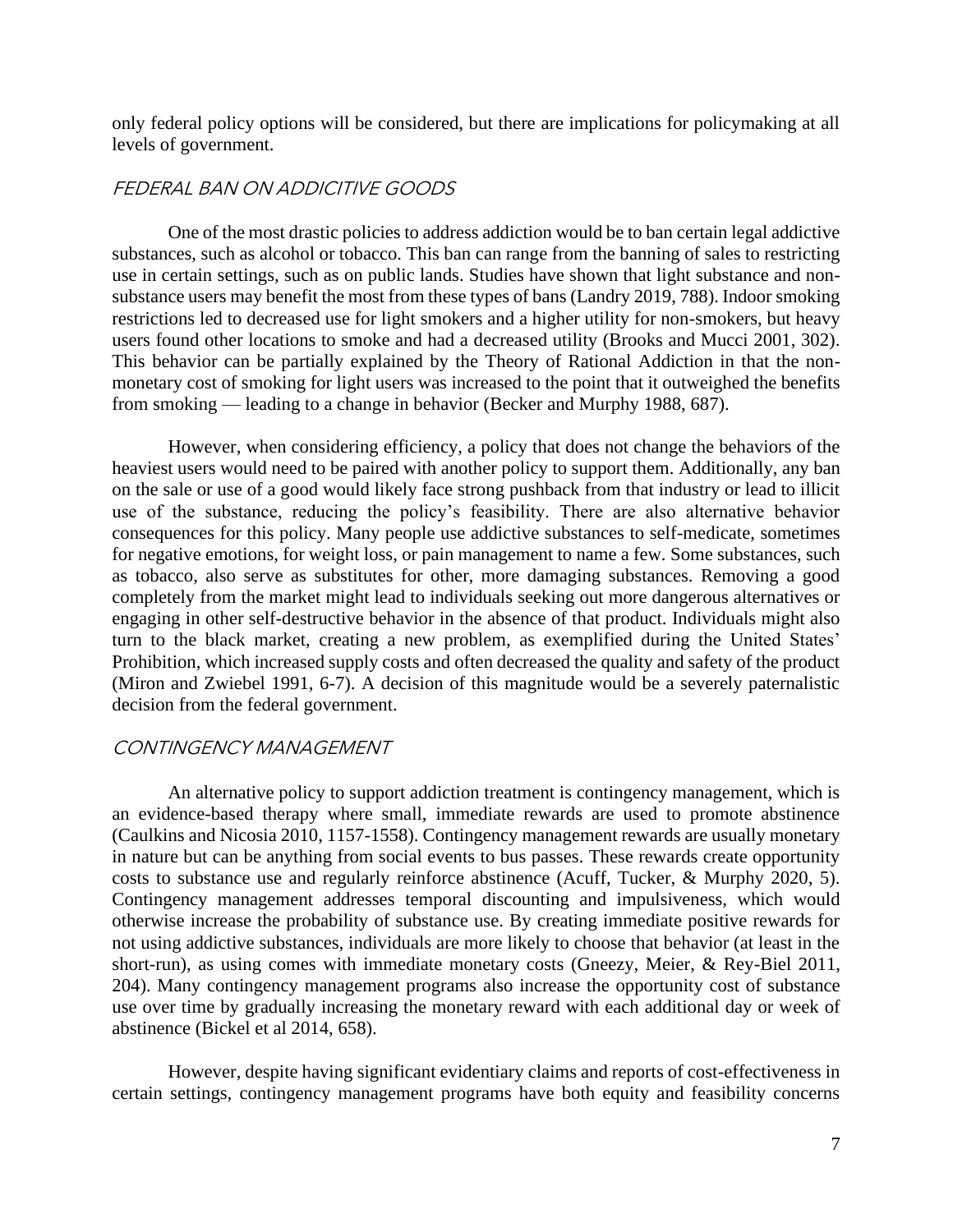only federal policy options will be considered, but there are implications for policymaking at all levels of government.

### FEDERAL BAN ON ADDICITIVE GOODS

One of the most drastic policies to address addiction would be to ban certain legal addictive substances, such as alcohol or tobacco. This ban can range from the banning of sales to restricting use in certain settings, such as on public lands. Studies have shown that light substance and non-substance users may benefit the most from these types of bans (Landry 2019, 788). Indoor smoking restrictions led to decreased use for light smokers and a higher utility for non-smokers, but heavy users found other locations to smoke and had a decreased utility (Brooks and Mucci 2001, 302). This behavior can be partially explained by the Theory of Rational Addiction in that the non-monetary cost of smoking for light users was increased to the point that it outweighed the benefits from smoking — leading to a change in behavior (Becker and Murphy 1988, 687).

However, when considering efficiency, a policy that does not change the behaviors of the heaviest users would need to be paired with another policy to support them. Additionally, any ban on the sale or use of a good would likely face strong pushback from that industry or lead to illicit use of the substance, reducing the policy's feasibility. There are also alternative behavior consequences for this policy. Many people use addictive substances to self-medicate, sometimes for negative emotions, for weight loss, or pain management to name a few. Some substances, such as tobacco, also serve as substitutes for other, more damaging substances. Removing a good completely from the market might lead to individuals seeking out more dangerous alternatives or engaging in other self-destructive behavior in the absence of that product. Individuals might also turn to the black market, creating a new problem, as exemplified during the United States' Prohibition, which increased supply costs and often decreased the quality and safety of the product (Miron and Zwiebel 1991, 6-7). A decision of this magnitude would be a severely paternalistic decision from the federal government.

### CONTINGENCY MANAGEMENT

An alternative policy to support addiction treatment is contingency management, which is an evidence-based therapy where small, immediate rewards are used to promote abstinence (Caulkins and Nicosia 2010, 1157-1558). Contingency management rewards are usually monetary in nature but can be anything from social events to bus passes. These rewards create opportunity costs to substance use and regularly reinforce abstinence (Acuff, Tucker, & Murphy 2020, 5). Contingency management addresses temporal discounting and impulsiveness, which would otherwise increase the probability of substance use. By creating immediate positive rewards for not using addictive substances, individuals are more likely to choose that behavior (at least in the short-run), as using comes with immediate monetary costs (Gneezy, Meier, & Rey-Biel 2011, 204). Many contingency management programs also increase the opportunity cost of substance use over time by gradually increasing the monetary reward with each additional day or week of abstinence (Bickel et al 2014, 658).

However, despite having significant evidentiary claims and reports of cost-effectiveness in certain settings, contingency management programs have both equity and feasibility concerns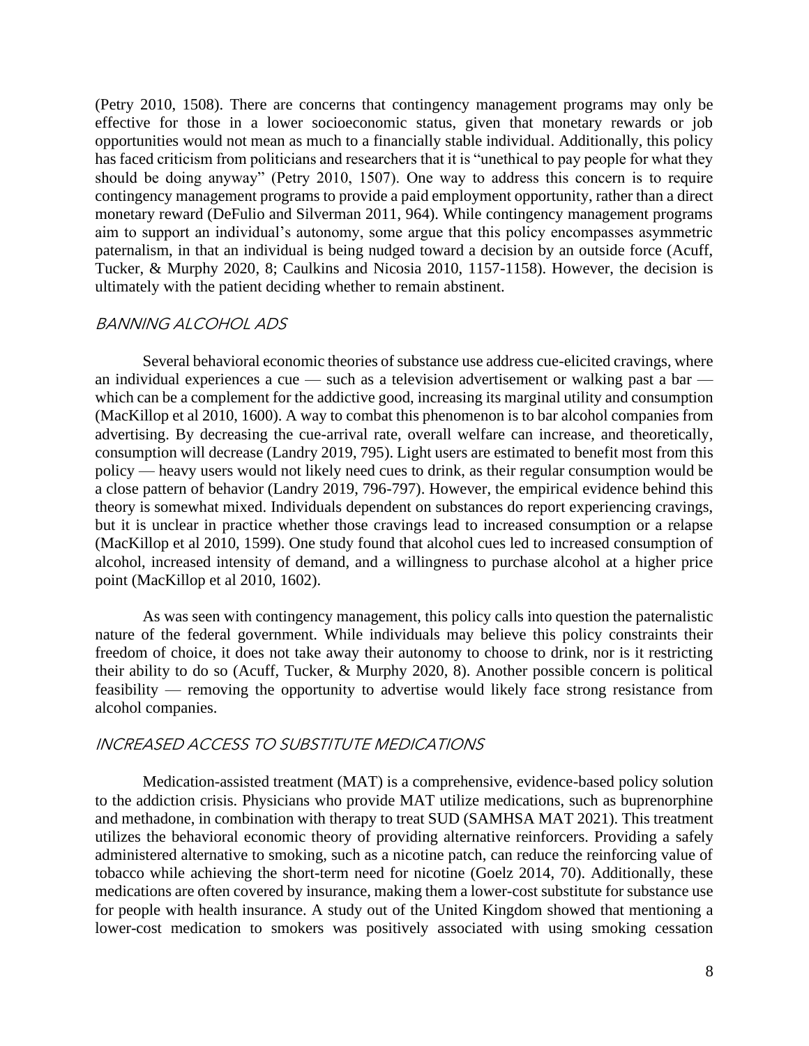(Petry 2010, 1508). There are concerns that contingency management programs may only be effective for those in a lower socioeconomic status, given that monetary rewards or job opportunities would not mean as much to a financially stable individual. Additionally, this policy has faced criticism from politicians and researchers that it is "unethical to pay people for what they should be doing anyway" (Petry 2010, 1507). One way to address this concern is to require contingency management programs to provide a paid employment opportunity, rather than a direct monetary reward (DeFulio and Silverman 2011, 964). While contingency management programs aim to support an individual's autonomy, some argue that this policy encompasses asymmetric paternalism, in that an individual is being nudged toward a decision by an outside force (Acuff, Tucker, & Murphy 2020, 8; Caulkins and Nicosia 2010, 1157-1158). However, the decision is ultimately with the patient deciding whether to remain abstinent.

### *BANNING ALCOHOL ADS*

Several behavioral economic theories of substance use address cue-elicited cravings, where an individual experiences a cue — such as a television advertisement or walking past a bar — which can be a complement for the addictive good, increasing its marginal utility and consumption (MacKillop et al 2010, 1600). A way to combat this phenomenon is to bar alcohol companies from advertising. By decreasing the cue-arrival rate, overall welfare can increase, and theoretically, consumption will decrease (Landry 2019, 795). Light users are estimated to benefit most from this policy — heavy users would not likely need cues to drink, as their regular consumption would be a close pattern of behavior (Landry 2019, 796-797). However, the empirical evidence behind this theory is somewhat mixed. Individuals dependent on substances do report experiencing cravings, but it is unclear in practice whether those cravings lead to increased consumption or a relapse (MacKillop et al 2010, 1599). One study found that alcohol cues led to increased consumption of alcohol, increased intensity of demand, and a willingness to purchase alcohol at a higher price point (MacKillop et al 2010, 1602).

As was seen with contingency management, this policy calls into question the paternalistic nature of the federal government. While individuals may believe this policy constraints their freedom of choice, it does not take away their autonomy to choose to drink, nor is it restricting their ability to do so (Acuff, Tucker, & Murphy 2020, 8). Another possible concern is political feasibility — removing the opportunity to advertise would likely face strong resistance from alcohol companies.

### *INCREASED ACCESS TO SUBSTITUTE MEDICATIONS*

Medication-assisted treatment (MAT) is a comprehensive, evidence-based policy solution to the addiction crisis. Physicians who provide MAT utilize medications, such as buprenorphine and methadone, in combination with therapy to treat SUD (SAMHSA MAT 2021). This treatment utilizes the behavioral economic theory of providing alternative reinforcers. Providing a safely administered alternative to smoking, such as a nicotine patch, can reduce the reinforcing value of tobacco while achieving the short-term need for nicotine (Goelz 2014, 70). Additionally, these medications are often covered by insurance, making them a lower-cost substitute for substance use for people with health insurance. A study out of the United Kingdom showed that mentioning a lower-cost medication to smokers was positively associated with using smoking cessation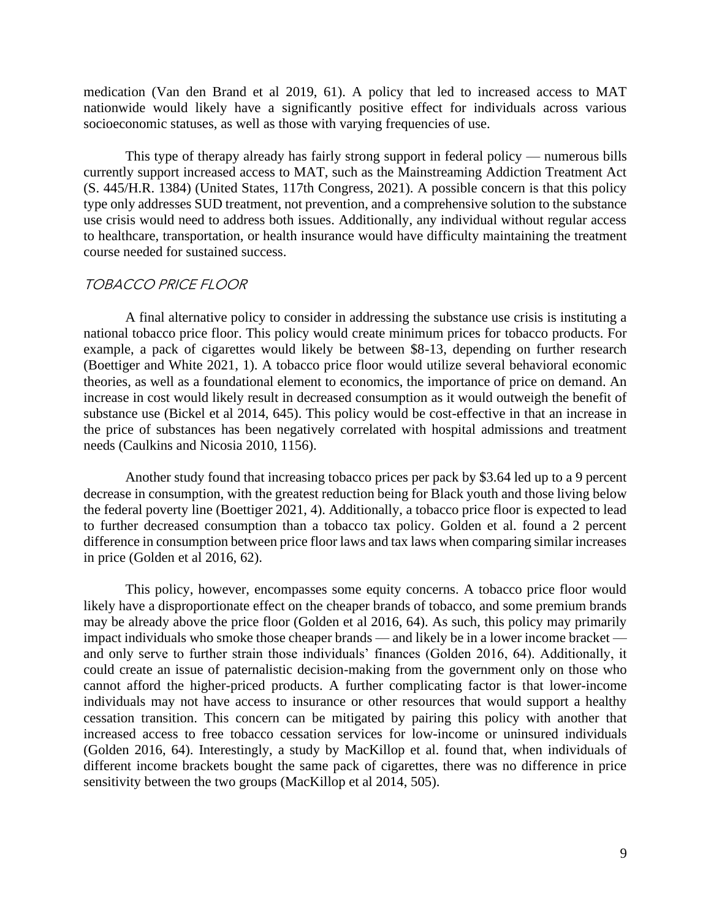medication (Van den Brand et al 2019, 61). A policy that led to increased access to MAT nationwide would likely have a significantly positive effect for individuals across various socioeconomic statuses, as well as those with varying frequencies of use.

This type of therapy already has fairly strong support in federal policy — numerous bills currently support increased access to MAT, such as the Mainstreaming Addiction Treatment Act (S. 445/H.R. 1384) (United States, 117th Congress, 2021). A possible concern is that this policy type only addresses SUD treatment, not prevention, and a comprehensive solution to the substance use crisis would need to address both issues. Additionally, any individual without regular access to healthcare, transportation, or health insurance would have difficulty maintaining the treatment course needed for sustained success.

### *TOBACCO PRICE FLOOR*

A final alternative policy to consider in addressing the substance use crisis is instituting a national tobacco price floor. This policy would create minimum prices for tobacco products. For example, a pack of cigarettes would likely be between $8-13, depending on further research (Boettiger and White 2021, 1). A tobacco price floor would utilize several behavioral economic theories, as well as a foundational element to economics, the importance of price on demand. An increase in cost would likely result in decreased consumption as it would outweigh the benefit of substance use (Bickel et al 2014, 645). This policy would be cost-effective in that an increase in the price of substances has been negatively correlated with hospital admissions and treatment needs (Caulkins and Nicosia 2010, 1156).

Another study found that increasing tobacco prices per pack by $3.64 led up to a 9 percent decrease in consumption, with the greatest reduction being for Black youth and those living below the federal poverty line (Boettiger 2021, 4). Additionally, a tobacco price floor is expected to lead to further decreased consumption than a tobacco tax policy. Golden et al. found a 2 percent difference in consumption between price floor laws and tax laws when comparing similar increases in price (Golden et al 2016, 62).

This policy, however, encompasses some equity concerns. A tobacco price floor would likely have a disproportionate effect on the cheaper brands of tobacco, and some premium brands may be already above the price floor (Golden et al 2016, 64). As such, this policy may primarily impact individuals who smoke those cheaper brands — and likely be in a lower income bracket — and only serve to further strain those individuals' finances (Golden 2016, 64). Additionally, it could create an issue of paternalistic decision-making from the government only on those who cannot afford the higher-priced products. A further complicating factor is that lower-income individuals may not have access to insurance or other resources that would support a healthy cessation transition. This concern can be mitigated by pairing this policy with another that increased access to free tobacco cessation services for low-income or uninsured individuals (Golden 2016, 64). Interestingly, a study by MacKillop et al. found that, when individuals of different income brackets bought the same pack of cigarettes, there was no difference in price sensitivity between the two groups (MacKillop et al 2014, 505).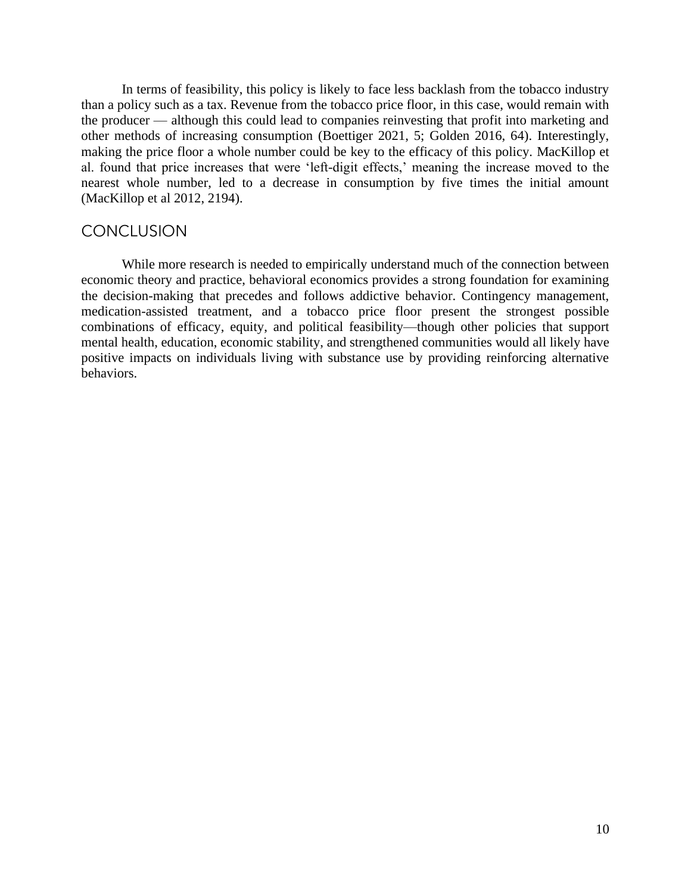In terms of feasibility, this policy is likely to face less backlash from the tobacco industry than a policy such as a tax. Revenue from the tobacco price floor, in this case, would remain with the producer — although this could lead to companies reinvesting that profit into marketing and other methods of increasing consumption (Boettiger 2021, 5; Golden 2016, 64). Interestingly, making the price floor a whole number could be key to the efficacy of this policy. MacKillop et al. found that price increases that were 'left-digit effects,' meaning the increase moved to the nearest whole number, led to a decrease in consumption by five times the initial amount (MacKillop et al 2012, 2194).

## CONCLUSION

While more research is needed to empirically understand much of the connection between economic theory and practice, behavioral economics provides a strong foundation for examining the decision-making that precedes and follows addictive behavior. Contingency management, medication-assisted treatment, and a tobacco price floor present the strongest possible combinations of efficacy, equity, and political feasibility—though other policies that support mental health, education, economic stability, and strengthened communities would all likely have positive impacts on individuals living with substance use by providing reinforcing alternative behaviors.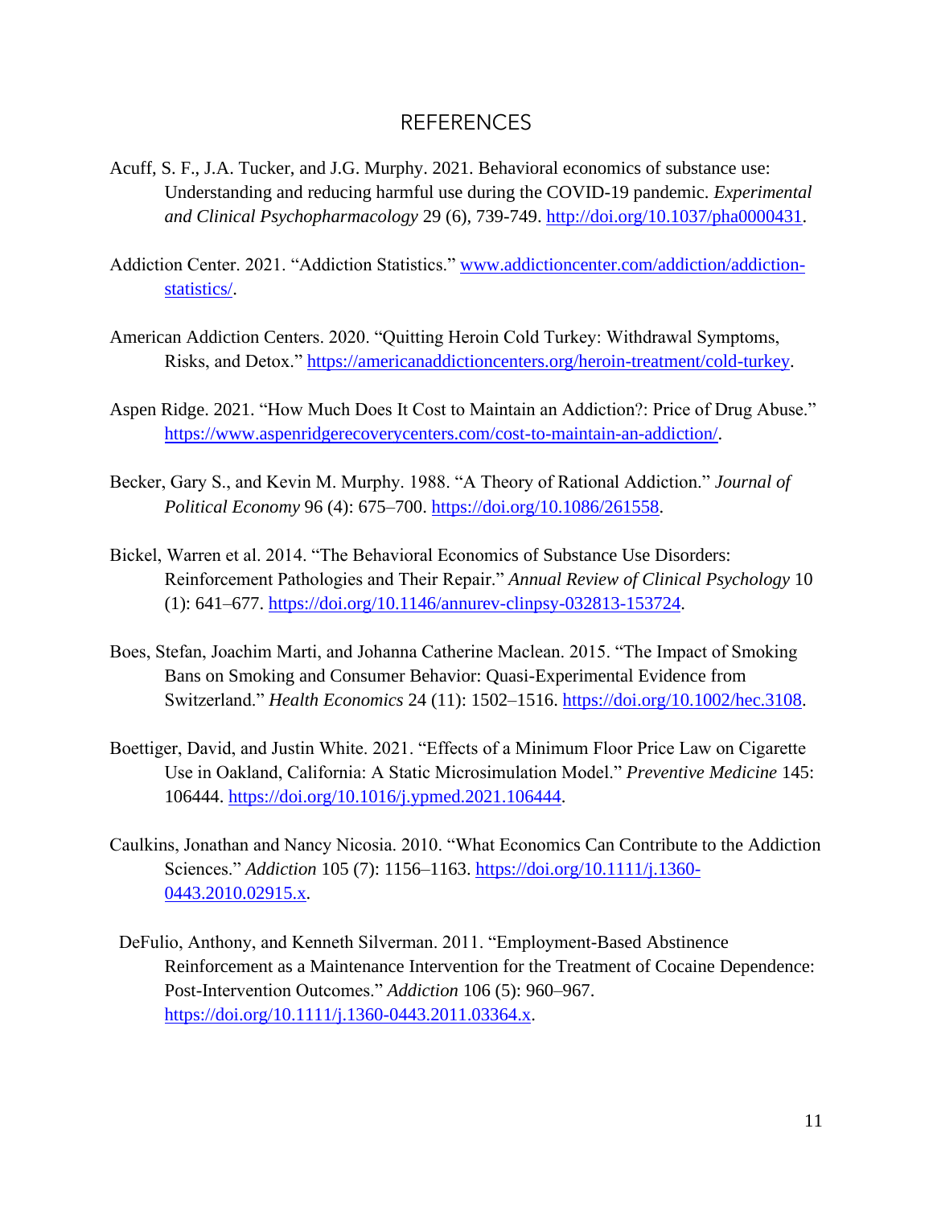# REFERENCES

Acuff, S. F., J.A. Tucker, and J.G. Murphy. 2021. Behavioral economics of substance use: Understanding and reducing harmful use during the COVID-19 pandemic. *Experimental and Clinical Psychopharmacology* 29 (6), 739-749. http://doi.org/10.1037/pha0000431.

Addiction Center. 2021. "Addiction Statistics." www.addictioncenter.com/addiction/addiction-statistics/.

American Addiction Centers. 2020. "Quitting Heroin Cold Turkey: Withdrawal Symptoms, Risks, and Detox." https://americanaddictioncenters.org/heroin-treatment/cold-turkey.

Aspen Ridge. 2021. "How Much Does It Cost to Maintain an Addiction?: Price of Drug Abuse." https://www.aspenridgerecoverycenters.com/cost-to-maintain-an-addiction/.

Becker, Gary S., and Kevin M. Murphy. 1988. "A Theory of Rational Addiction." *Journal of Political Economy* 96 (4): 675–700. https://doi.org/10.1086/261558.

Bickel, Warren et al. 2014. "The Behavioral Economics of Substance Use Disorders: Reinforcement Pathologies and Their Repair." *Annual Review of Clinical Psychology* 10 (1): 641–677. https://doi.org/10.1146/annurev-clinpsy-032813-153724.

Boes, Stefan, Joachim Marti, and Johanna Catherine Maclean. 2015. "The Impact of Smoking Bans on Smoking and Consumer Behavior: Quasi-Experimental Evidence from Switzerland." *Health Economics* 24 (11): 1502–1516. https://doi.org/10.1002/hec.3108.

Boettiger, David, and Justin White. 2021. "Effects of a Minimum Floor Price Law on Cigarette Use in Oakland, California: A Static Microsimulation Model." *Preventive Medicine* 145: 106444. https://doi.org/10.1016/j.ypmed.2021.106444.

Caulkins, Jonathan and Nancy Nicosia. 2010. "What Economics Can Contribute to the Addiction Sciences." *Addiction* 105 (7): 1156–1163. https://doi.org/10.1111/j.1360-0443.2010.02915.x.

DeFulio, Anthony, and Kenneth Silverman. 2011. "Employment-Based Abstinence Reinforcement as a Maintenance Intervention for the Treatment of Cocaine Dependence: Post-Intervention Outcomes." *Addiction* 106 (5): 960–967. https://doi.org/10.1111/j.1360-0443.2011.03364.x.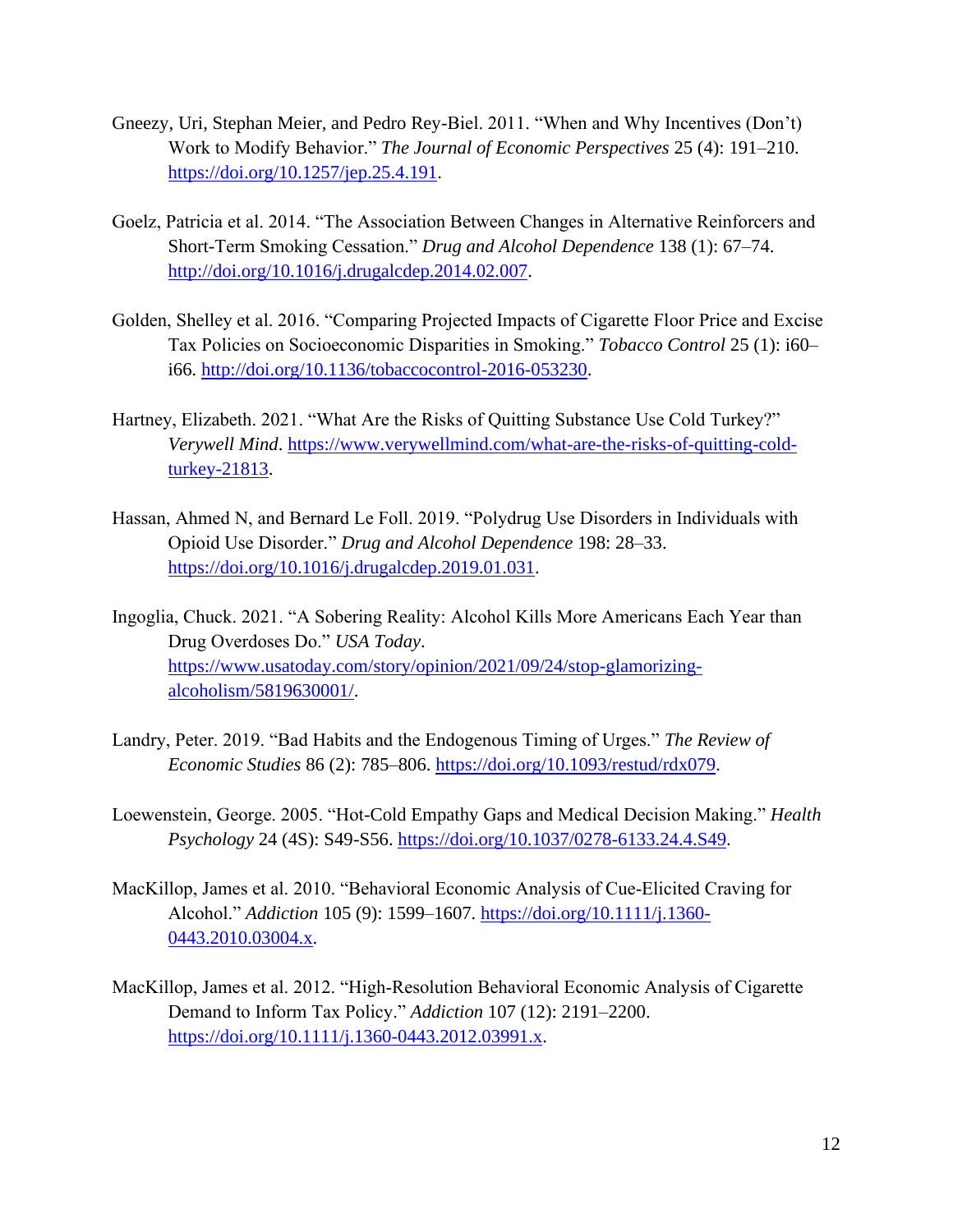Gneezy, Uri, Stephan Meier, and Pedro Rey-Biel. 2011. "When and Why Incentives (Don't) Work to Modify Behavior." *The Journal of Economic Perspectives* 25 (4): 191–210. https://doi.org/10.1257/jep.25.4.191.

Goelz, Patricia et al. 2014. "The Association Between Changes in Alternative Reinforcers and Short-Term Smoking Cessation." *Drug and Alcohol Dependence* 138 (1): 67–74. http://doi.org/10.1016/j.drugalcdep.2014.02.007.

Golden, Shelley et al. 2016. "Comparing Projected Impacts of Cigarette Floor Price and Excise Tax Policies on Socioeconomic Disparities in Smoking." *Tobacco Control* 25 (1): i60–i66. http://doi.org/10.1136/tobaccocontrol-2016-053230.

Hartney, Elizabeth. 2021. "What Are the Risks of Quitting Substance Use Cold Turkey?" *Verywell Mind*. https://www.verywellmind.com/what-are-the-risks-of-quitting-cold-turkey-21813.

Hassan, Ahmed N, and Bernard Le Foll. 2019. "Polydrug Use Disorders in Individuals with Opioid Use Disorder." *Drug and Alcohol Dependence* 198: 28–33. https://doi.org/10.1016/j.drugalcdep.2019.01.031.

Ingoglia, Chuck. 2021. "A Sobering Reality: Alcohol Kills More Americans Each Year than Drug Overdoses Do." *USA Today*. https://www.usatoday.com/story/opinion/2021/09/24/stop-glamorizing-alcoholism/5819630001/.

Landry, Peter. 2019. "Bad Habits and the Endogenous Timing of Urges." *The Review of Economic Studies* 86 (2): 785–806. https://doi.org/10.1093/restud/rdx079.

Loewenstein, George. 2005. "Hot-Cold Empathy Gaps and Medical Decision Making." *Health Psychology* 24 (4S): S49-S56. https://doi.org/10.1037/0278-6133.24.4.S49.

MacKillop, James et al. 2010. "Behavioral Economic Analysis of Cue-Elicited Craving for Alcohol." *Addiction* 105 (9): 1599–1607. https://doi.org/10.1111/j.1360-0443.2010.03004.x.

MacKillop, James et al. 2012. "High-Resolution Behavioral Economic Analysis of Cigarette Demand to Inform Tax Policy." *Addiction* 107 (12): 2191–2200. https://doi.org/10.1111/j.1360-0443.2012.03991.x.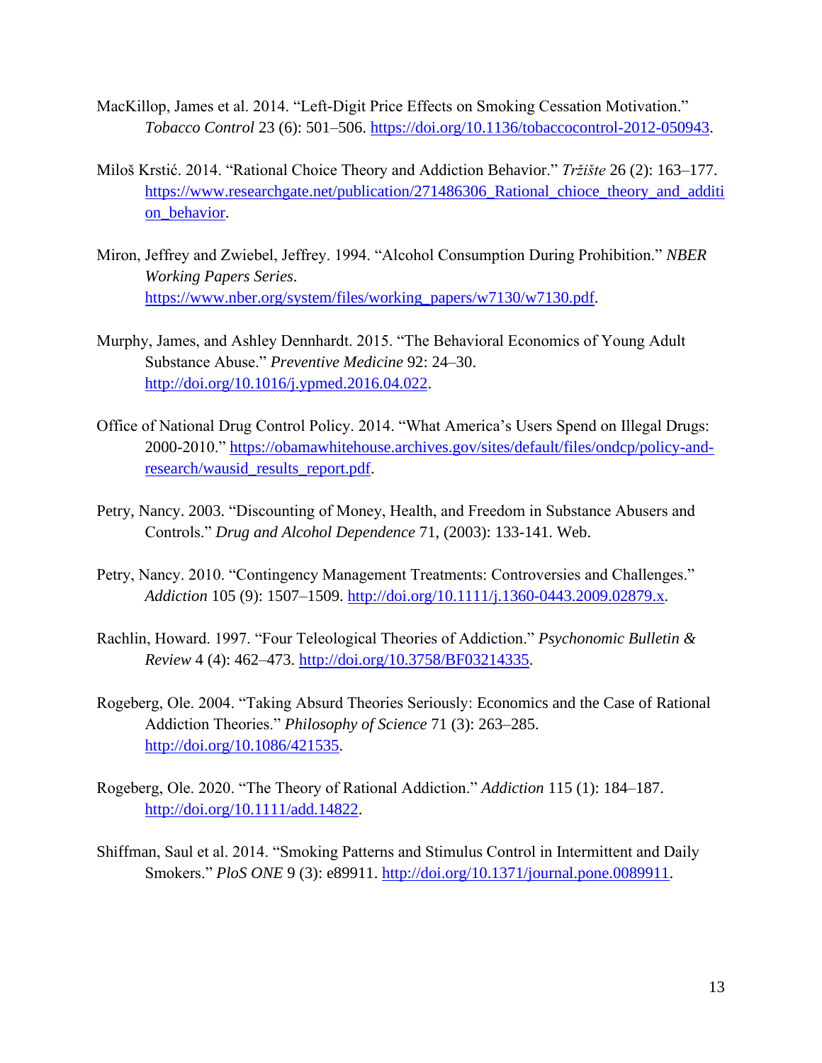MacKillop, James et al. 2014. "Left-Digit Price Effects on Smoking Cessation Motivation." *Tobacco Control* 23 (6): 501–506. https://doi.org/10.1136/tobaccocontrol-2012-050943.

Miloš Krstić. 2014. "Rational Choice Theory and Addiction Behavior." *Tržište* 26 (2): 163–177. https://www.researchgate.net/publication/271486306_Rational_chioce_theory_and_addition_behavior.

Miron, Jeffrey and Zwiebel, Jeffrey. 1994. "Alcohol Consumption During Prohibition." *NBER Working Papers Series*. https://www.nber.org/system/files/working_papers/w7130/w7130.pdf.

Murphy, James, and Ashley Dennhardt. 2015. "The Behavioral Economics of Young Adult Substance Abuse." *Preventive Medicine* 92: 24–30. http://doi.org/10.1016/j.ypmed.2016.04.022.

Office of National Drug Control Policy. 2014. "What America's Users Spend on Illegal Drugs: 2000-2010." https://obamawhitehouse.archives.gov/sites/default/files/ondcp/policy-and-research/wausid_results_report.pdf.

Petry, Nancy. 2003. "Discounting of Money, Health, and Freedom in Substance Abusers and Controls." *Drug and Alcohol Dependence* 71, (2003): 133-141. Web.

Petry, Nancy. 2010. "Contingency Management Treatments: Controversies and Challenges." *Addiction* 105 (9): 1507–1509. http://doi.org/10.1111/j.1360-0443.2009.02879.x.

Rachlin, Howard. 1997. "Four Teleological Theories of Addiction." *Psychonomic Bulletin & Review* 4 (4): 462–473. http://doi.org/10.3758/BF03214335.

Rogeberg, Ole. 2004. "Taking Absurd Theories Seriously: Economics and the Case of Rational Addiction Theories." *Philosophy of Science* 71 (3): 263–285. http://doi.org/10.1086/421535.

Rogeberg, Ole. 2020. "The Theory of Rational Addiction." *Addiction* 115 (1): 184–187. http://doi.org/10.1111/add.14822.

Shiffman, Saul et al. 2014. "Smoking Patterns and Stimulus Control in Intermittent and Daily Smokers." *PloS ONE* 9 (3): e89911. http://doi.org/10.1371/journal.pone.0089911.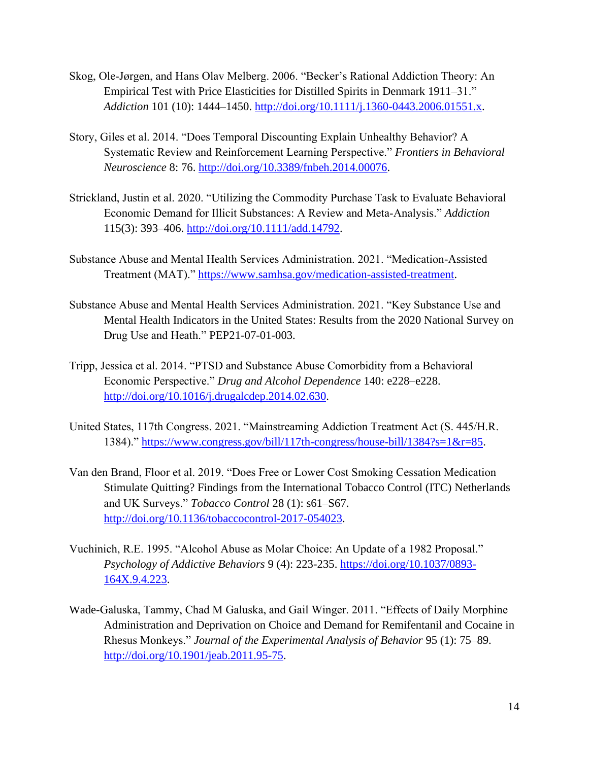Skog, Ole-Jørgen, and Hans Olav Melberg. 2006. "Becker's Rational Addiction Theory: An Empirical Test with Price Elasticities for Distilled Spirits in Denmark 1911–31." *Addiction* 101 (10): 1444–1450. http://doi.org/10.1111/j.1360-0443.2006.01551.x.

Story, Giles et al. 2014. "Does Temporal Discounting Explain Unhealthy Behavior? A Systematic Review and Reinforcement Learning Perspective." *Frontiers in Behavioral Neuroscience* 8: 76. http://doi.org/10.3389/fnbeh.2014.00076.

Strickland, Justin et al. 2020. "Utilizing the Commodity Purchase Task to Evaluate Behavioral Economic Demand for Illicit Substances: A Review and Meta-Analysis." *Addiction* 115(3): 393–406. http://doi.org/10.1111/add.14792.

Substance Abuse and Mental Health Services Administration. 2021. "Medication-Assisted Treatment (MAT)." https://www.samhsa.gov/medication-assisted-treatment.

Substance Abuse and Mental Health Services Administration. 2021. "Key Substance Use and Mental Health Indicators in the United States: Results from the 2020 National Survey on Drug Use and Heath." PEP21-07-01-003.

Tripp, Jessica et al. 2014. "PTSD and Substance Abuse Comorbidity from a Behavioral Economic Perspective." *Drug and Alcohol Dependence* 140: e228–e228. http://doi.org/10.1016/j.drugalcdep.2014.02.630.

United States, 117th Congress. 2021. "Mainstreaming Addiction Treatment Act (S. 445/H.R. 1384)." https://www.congress.gov/bill/117th-congress/house-bill/1384?s=1&r=85.

Van den Brand, Floor et al. 2019. "Does Free or Lower Cost Smoking Cessation Medication Stimulate Quitting? Findings from the International Tobacco Control (ITC) Netherlands and UK Surveys." *Tobacco Control* 28 (1): s61–S67. http://doi.org/10.1136/tobaccocontrol-2017-054023.

Vuchinich, R.E. 1995. "Alcohol Abuse as Molar Choice: An Update of a 1982 Proposal." *Psychology of Addictive Behaviors* 9 (4): 223-235. https://doi.org/10.1037/0893-164X.9.4.223.

Wade-Galuska, Tammy, Chad M Galuska, and Gail Winger. 2011. "Effects of Daily Morphine Administration and Deprivation on Choice and Demand for Remifentanil and Cocaine in Rhesus Monkeys." *Journal of the Experimental Analysis of Behavior* 95 (1): 75–89. http://doi.org/10.1901/jeab.2011.95-75.